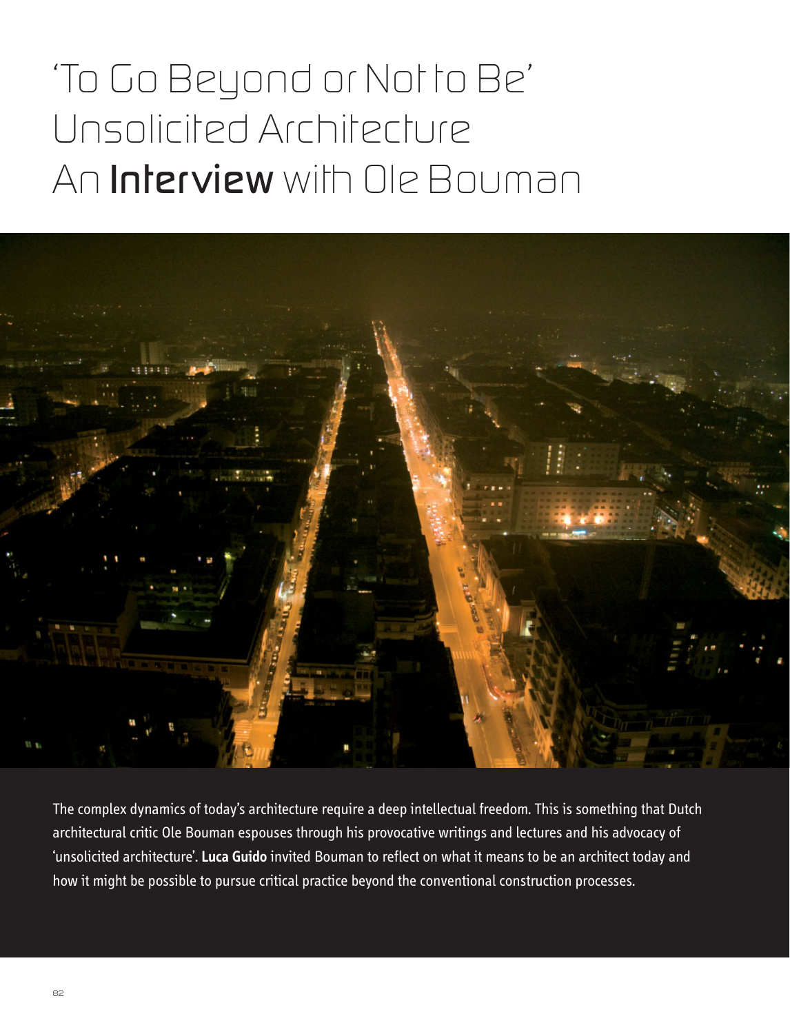# 'To Go Beyond or Not to Be' Unsolicited Architecture An **Interview** with Ole Bouman

The complex dynamics of today's architecture require a deep intellectual freedom. This is something that Dutch architectural critic Ole Bouman espouses through his provocative writings and lectures and his advocacy of 'unsolicited architecture'. **Luca Guido** invited Bouman to reflect on what it means to be an architect today and how it might be possible to pursue critical practice beyond the conventional construction processes.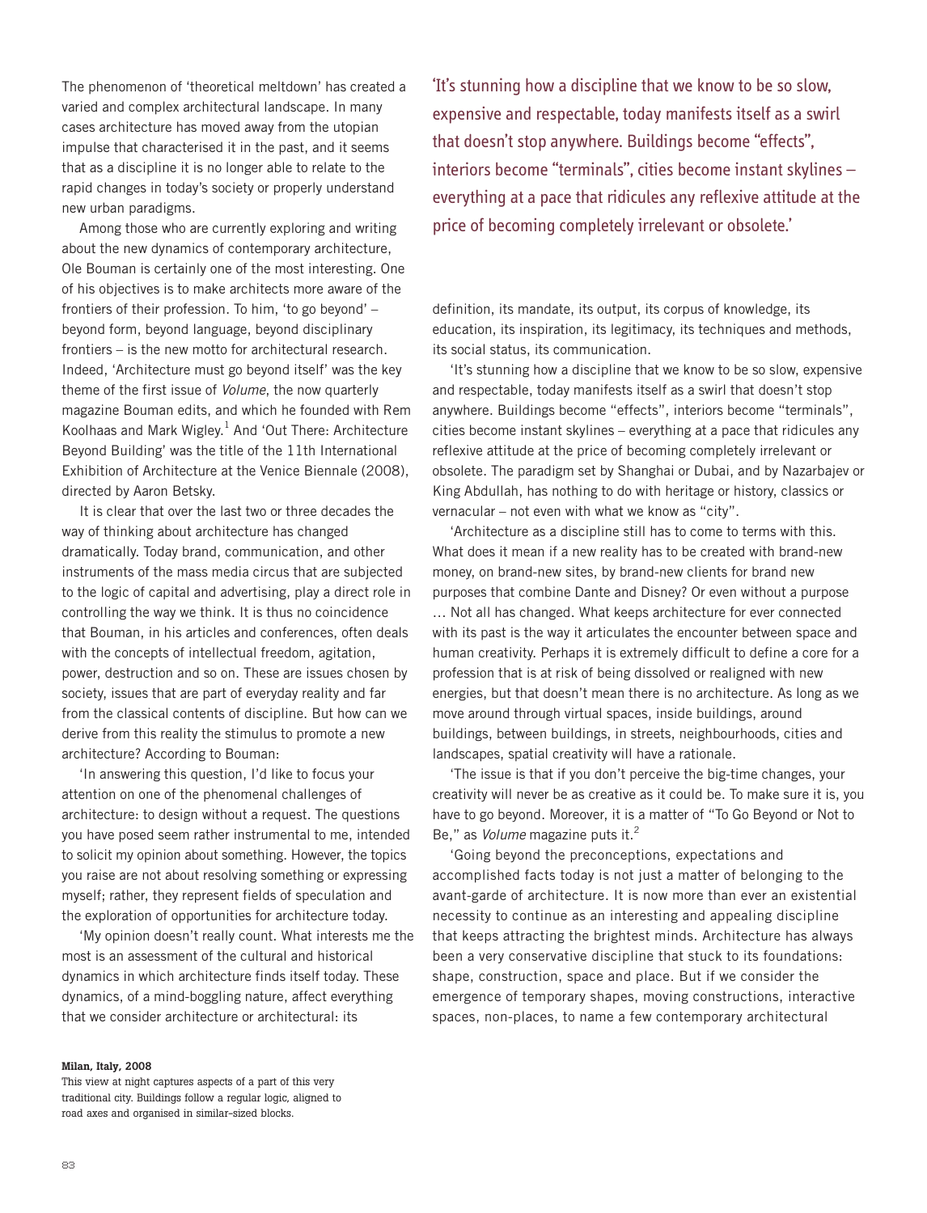The phenomenon of 'theoretical meltdown' has created a varied and complex architectural landscape. In many cases architecture has moved away from the utopian impulse that characterised it in the past, and it seems that as a discipline it is no longer able to relate to the rapid changes in today's society or properly understand new urban paradigms.

Among those who are currently exploring and writing about the new dynamics of contemporary architecture, Ole Bouman is certainly one of the most interesting. One of his objectives is to make architects more aware of the frontiers of their profession. To him, 'to go beyond' – beyond form, beyond language, beyond disciplinary frontiers – is the new motto for architectural research. Indeed, 'Architecture must go beyond itself' was the key theme of the first issue of *Volume*, the now quarterly magazine Bouman edits, and which he founded with Rem Koolhaas and Mark Wigley.[1] And 'Out There: Architecture Beyond Building' was the title of the 11th International Exhibition of Architecture at the Venice Biennale (2008), directed by Aaron Betsky.

It is clear that over the last two or three decades the way of thinking about architecture has changed dramatically. Today brand, communication, and other instruments of the mass media circus that are subjected to the logic of capital and advertising, play a direct role in controlling the way we think. It is thus no coincidence that Bouman, in his articles and conferences, often deals with the concepts of intellectual freedom, agitation, power, destruction and so on. These are issues chosen by society, issues that are part of everyday reality and far from the classical contents of discipline. But how can we derive from this reality the stimulus to promote a new architecture? According to Bouman:

'In answering this question, I'd like to focus your attention on one of the phenomenal challenges of architecture: to design without a request. The questions you have posed seem rather instrumental to me, intended to solicit my opinion about something. However, the topics you raise are not about resolving something or expressing myself; rather, they represent fields of speculation and the exploration of opportunities for architecture today.

'My opinion doesn't really count. What interests me the most is an assessment of the cultural and historical dynamics in which architecture finds itself today. These dynamics, of a mind-boggling nature, affect everything that we consider architecture or architectural: its definition, its mandate, its output, its corpus of knowledge, its education, its inspiration, its legitimacy, its techniques and methods, its social status, its communication.

'It's stunning how a discipline that we know to be so slow, expensive and respectable, today manifests itself as a swirl that doesn't stop anywhere. Buildings become "effects", interiors become "terminals", cities become instant skylines – everything at a pace that ridicules any reflexive attitude at the price of becoming completely irrelevant or obsolete. The paradigm set by Shanghai or Dubai, and by Nazarbajev or King Abdullah, has nothing to do with heritage or history, classics or vernacular – not even with what we know as "city".

'Architecture as a discipline still has to come to terms with this. What does it mean if a new reality has to be created with brand-new money, on brand-new sites, by brand-new clients for brand new purposes that combine Dante and Disney? Or even without a purpose … Not all has changed. What keeps architecture for ever connected with its past is the way it articulates the encounter between space and human creativity. Perhaps it is extremely difficult to define a core for a profession that is at risk of being dissolved or realigned with new energies, but that doesn't mean there is no architecture. As long as we move around through virtual spaces, inside buildings, around buildings, between buildings, in streets, neighbourhoods, cities and landscapes, spatial creativity will have a rationale.

'The issue is that if you don't perceive the big-time changes, your creativity will never be as creative as it could be. To make sure it is, you have to go beyond. Moreover, it is a matter of "To Go Beyond or Not to Be," as *Volume* magazine puts it.[2]

'Going beyond the preconceptions, expectations and accomplished facts today is not just a matter of belonging to the avant-garde of architecture. It is now more than ever an existential necessity to continue as an interesting and appealing discipline that keeps attracting the brightest minds. Architecture has always been a very conservative discipline that stuck to its foundations: shape, construction, space and place. But if we consider the emergence of temporary shapes, moving constructions, interactive spaces, non-places, to name a few contemporary architectural

'It's stunning how a discipline that we know to be so slow, expensive and respectable, today manifests itself as a swirl that doesn't stop anywhere. Buildings become "effects", interiors become "terminals", cities become instant skylines – everything at a pace that ridicules any reflexive attitude at the price of becoming completely irrelevant or obsolete.'

**Milan, Italy, 2008**
This view at night captures aspects of a part of this very traditional city. Buildings follow a regular logic, aligned to road axes and organised in similar-sized blocks.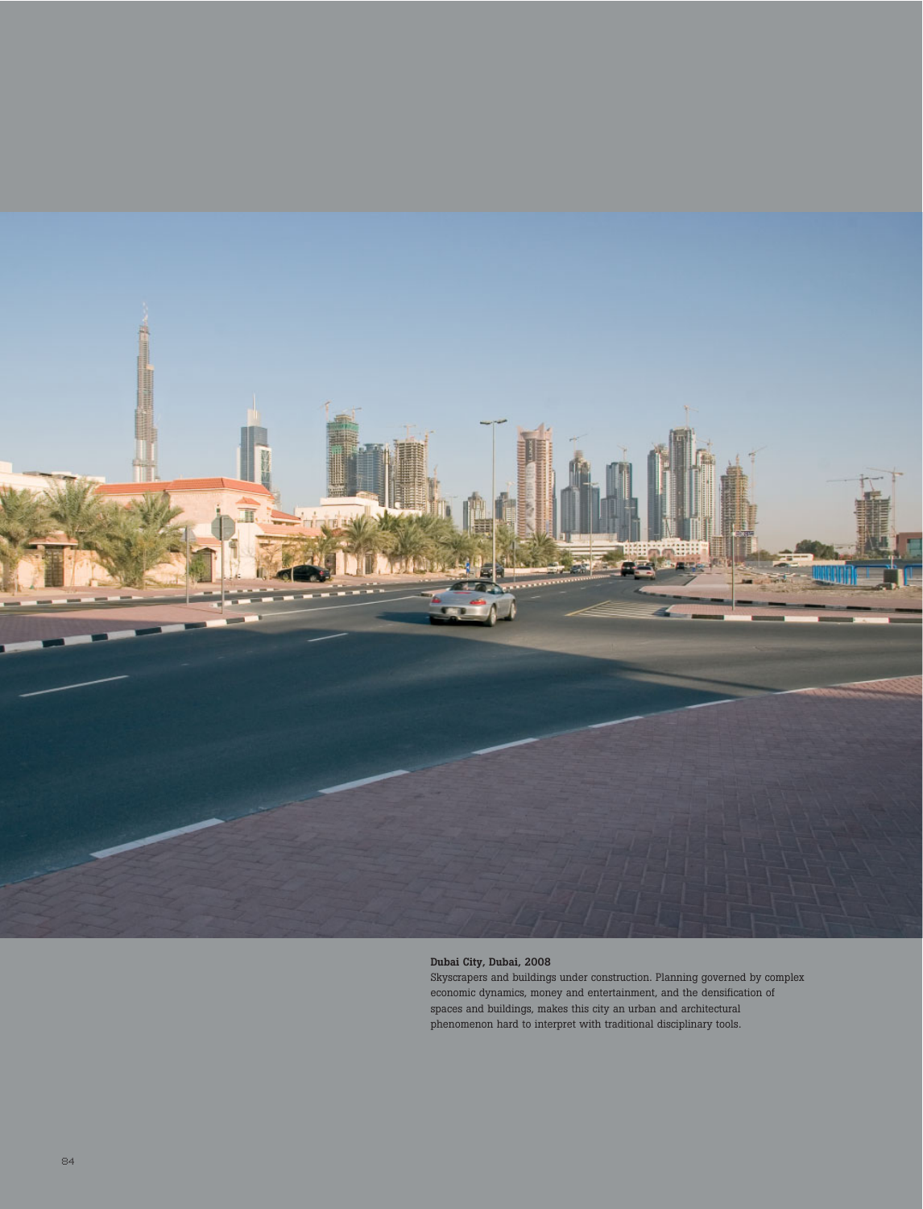**Dubai City, Dubai, 2008**

Skyscrapers and buildings under construction. Planning governed by complex economic dynamics, money and entertainment, and the densification of spaces and buildings, makes this city an urban and architectural phenomenon hard to interpret with traditional disciplinary tools.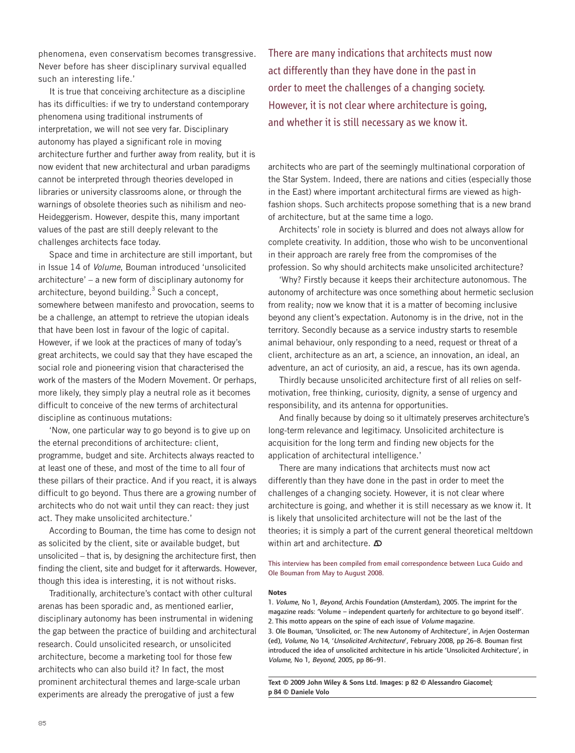phenomena, even conservatism becomes transgressive. Never before has sheer disciplinary survival equalled such an interesting life.'

It is true that conceiving architecture as a discipline has its difficulties: if we try to understand contemporary phenomena using traditional instruments of interpretation, we will not see very far. Disciplinary autonomy has played a significant role in moving architecture further and further away from reality, but it is now evident that new architectural and urban paradigms cannot be interpreted through theories developed in libraries or university classrooms alone, or through the warnings of obsolete theories such as nihilism and neo-Heideggerism. However, despite this, many important values of the past are still deeply relevant to the challenges architects face today.

Space and time in architecture are still important, but in Issue 14 of *Volume*, Bouman introduced 'unsolicited architecture' – a new form of disciplinary autonomy for architecture, beyond building.[3] Such a concept, somewhere between manifesto and provocation, seems to be a challenge, an attempt to retrieve the utopian ideals that have been lost in favour of the logic of capital. However, if we look at the practices of many of today's great architects, we could say that they have escaped the social role and pioneering vision that characterised the work of the masters of the Modern Movement. Or perhaps, more likely, they simply play a neutral role as it becomes difficult to conceive of the new terms of architectural discipline as continuous mutations:

'Now, one particular way to go beyond is to give up on the eternal preconditions of architecture: client, programme, budget and site. Architects always reacted to at least one of these, and most of the time to all four of these pillars of their practice. And if you react, it is always difficult to go beyond. Thus there are a growing number of architects who do not wait until they can react: they just act. They make unsolicited architecture.'

According to Bouman, the time has come to design not as solicited by the client, site or available budget, but unsolicited – that is, by designing the architecture first, then finding the client, site and budget for it afterwards. However, though this idea is interesting, it is not without risks.

Traditionally, architecture's contact with other cultural arenas has been sporadic and, as mentioned earlier, disciplinary autonomy has been instrumental in widening the gap between the practice of building and architectural research. Could unsolicited research, or unsolicited architecture, become a marketing tool for those few architects who can also build it? In fact, the most prominent architectural themes and large-scale urban experiments are already the prerogative of just a few architects who are part of the seemingly multinational corporation of the Star System. Indeed, there are nations and cities (especially those in the East) where important architectural firms are viewed as high-fashion shops. Such architects propose something that is a new brand of architecture, but at the same time a logo.

> There are many indications that architects must now act differently than they have done in the past in order to meet the challenges of a changing society. However, it is not clear where architecture is going, and whether it is still necessary as we know it.

Architects' role in society is blurred and does not always allow for complete creativity. In addition, those who wish to be unconventional in their approach are rarely free from the compromises of the profession. So why should architects make unsolicited architecture?

'Why? Firstly because it keeps their architecture autonomous. The autonomy of architecture was once something about hermetic seclusion from reality; now we know that it is a matter of becoming inclusive beyond any client's expectation. Autonomy is in the drive, not in the territory. Secondly because as a service industry starts to resemble animal behaviour, only responding to a need, request or threat of a client, architecture as an art, a science, an innovation, an ideal, an adventure, an act of curiosity, an aid, a rescue, has its own agenda.

Thirdly because unsolicited architecture first of all relies on self-motivation, free thinking, curiosity, dignity, a sense of urgency and responsibility, and its antenna for opportunities.

And finally because by doing so it ultimately preserves architecture's long-term relevance and legitimacy. Unsolicited architecture is acquisition for the long term and finding new objects for the application of architectural intelligence.'

There are many indications that architects must now act differently than they have done in the past in order to meet the challenges of a changing society. However, it is not clear where architecture is going, and whether it is still necessary as we know it. It is likely that unsolicited architecture will not be the last of the theories; it is simply a part of the current general theoretical meltdown within art and architecture. ◻

This interview has been compiled from email correspondence between Luca Guido and Ole Bouman from May to August 2008.

**Notes**

1. *Volume*, No 1, *Beyond*, Archis Foundation (Amsterdam), 2005. The imprint for the magazine reads: 'Volume – independent quarterly for architecture to go beyond itself'.
2. This motto appears on the spine of each issue of *Volume* magazine.
3. Ole Bouman, 'Unsolicited, or: The new Autonomy of Architecture', in Arjen Oosterman (ed), *Volume*, No 14, '*Unsolicited Architecture*', February 2008, pp 26–8. Bouman first introduced the idea of unsolicited architecture in his article 'Unsolicited Architecture', in *Volume*, No 1, *Beyond*, 2005, pp 86–91.

**Text © 2009 John Wiley & Sons Ltd. Images: p 82 © Alessandro Giacomel; p 84 © Daniele Volo**